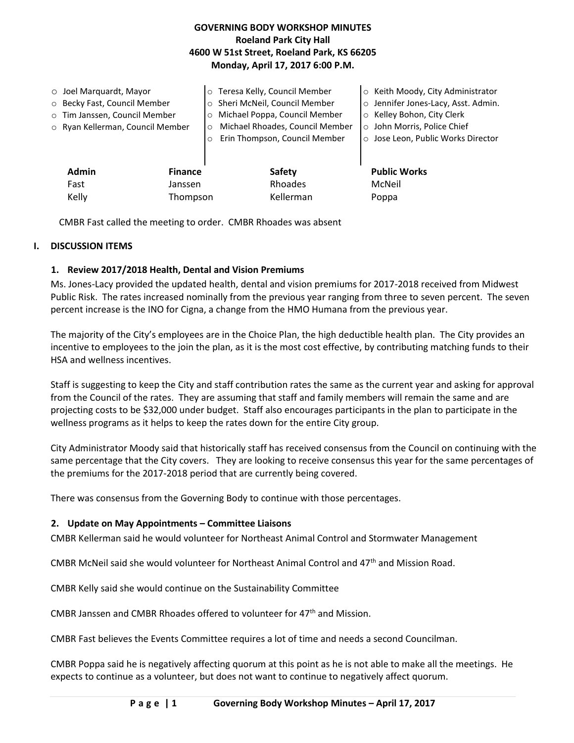# GOVERNING BODY WORKSHOP MINUTES
**Roeland Park City Hall**
**4600 W 51st Street, Roeland Park, KS 66205**
**Monday, April 17, 2017 6:00 P.M.**

- Joel Marquardt, Mayor
- Becky Fast, Council Member
- Tim Janssen, Council Member
- Ryan Kellerman, Council Member
- Teresa Kelly, Council Member
- Sheri McNeil, Council Member
- Michael Poppa, Council Member
- Michael Rhoades, Council Member
- Erin Thompson, Council Member
- Keith Moody, City Administrator
- Jennifer Jones-Lacy, Asst. Admin.
- Kelley Bohon, City Clerk
- John Morris, Police Chief
- Jose Leon, Public Works Director

| Admin | Finance | Safety | Public Works |
|---|---|---|---|
| Fast | Janssen | Rhoades | McNeil |
| Kelly | Thompson | Kellerman | Poppa |

CMBR Fast called the meeting to order. CMBR Rhoades was absent

## I. DISCUSSION ITEMS

### 1. Review 2017/2018 Health, Dental and Vision Premiums

Ms. Jones-Lacy provided the updated health, dental and vision premiums for 2017-2018 received from Midwest Public Risk. The rates increased nominally from the previous year ranging from three to seven percent. The seven percent increase is the INO for Cigna, a change from the HMO Humana from the previous year.

The majority of the City's employees are in the Choice Plan, the high deductible health plan. The City provides an incentive to employees to the join the plan, as it is the most cost effective, by contributing matching funds to their HSA and wellness incentives.

Staff is suggesting to keep the City and staff contribution rates the same as the current year and asking for approval from the Council of the rates. They are assuming that staff and family members will remain the same and are projecting costs to be $32,000 under budget. Staff also encourages participants in the plan to participate in the wellness programs as it helps to keep the rates down for the entire City group.

City Administrator Moody said that historically staff has received consensus from the Council on continuing with the same percentage that the City covers. They are looking to receive consensus this year for the same percentages of the premiums for the 2017-2018 period that are currently being covered.

There was consensus from the Governing Body to continue with those percentages.

### 2. Update on May Appointments – Committee Liaisons

CMBR Kellerman said he would volunteer for Northeast Animal Control and Stormwater Management

CMBR McNeil said she would volunteer for Northeast Animal Control and 47th and Mission Road.

CMBR Kelly said she would continue on the Sustainability Committee

CMBR Janssen and CMBR Rhoades offered to volunteer for 47th and Mission.

CMBR Fast believes the Events Committee requires a lot of time and needs a second Councilman.

CMBR Poppa said he is negatively affecting quorum at this point as he is not able to make all the meetings. He expects to continue as a volunteer, but does not want to continue to negatively affect quorum.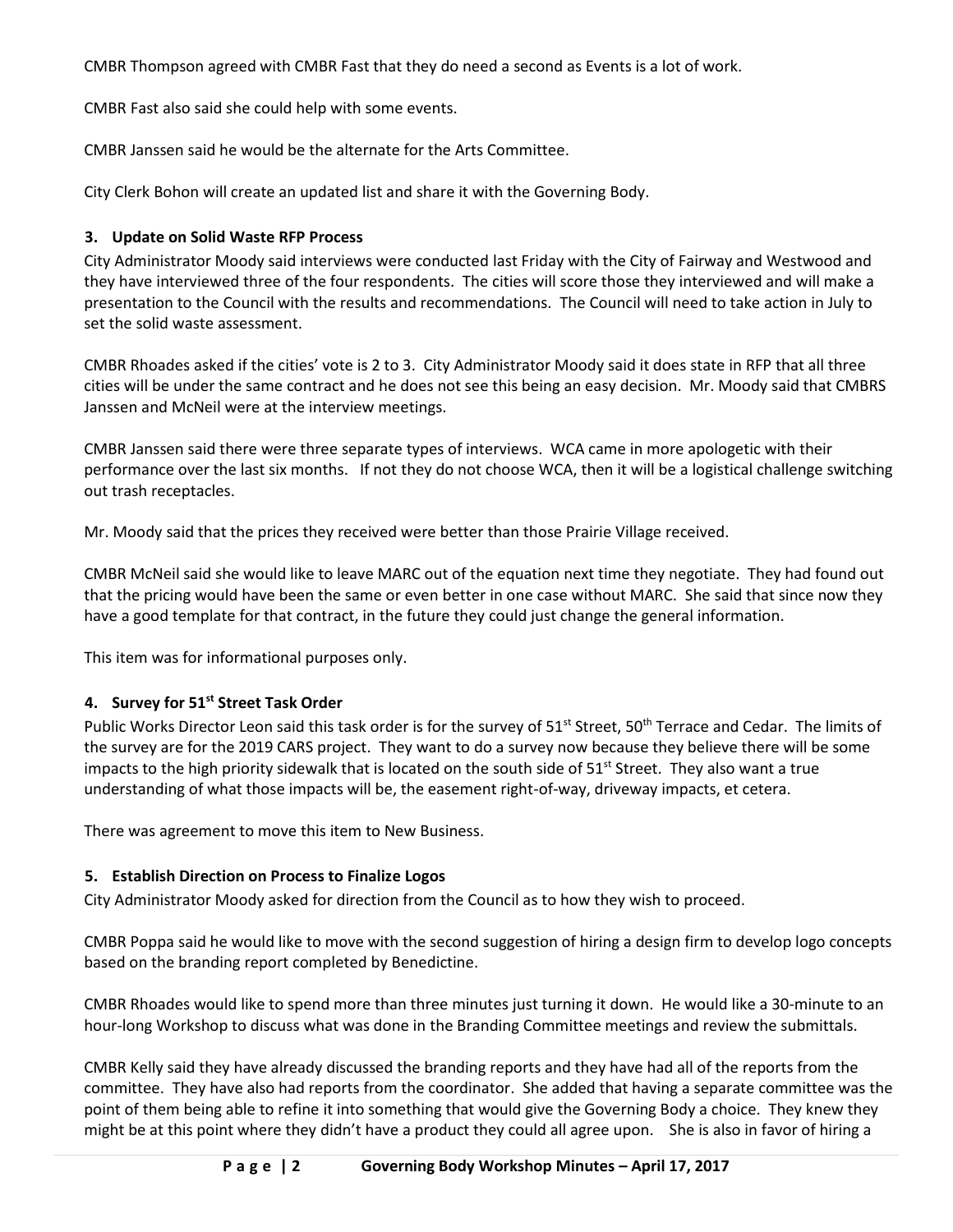CMBR Thompson agreed with CMBR Fast that they do need a second as Events is a lot of work.

CMBR Fast also said she could help with some events.

CMBR Janssen said he would be the alternate for the Arts Committee.

City Clerk Bohon will create an updated list and share it with the Governing Body.

### 3. Update on Solid Waste RFP Process

City Administrator Moody said interviews were conducted last Friday with the City of Fairway and Westwood and they have interviewed three of the four respondents. The cities will score those they interviewed and will make a presentation to the Council with the results and recommendations. The Council will need to take action in July to set the solid waste assessment.

CMBR Rhoades asked if the cities' vote is 2 to 3. City Administrator Moody said it does state in RFP that all three cities will be under the same contract and he does not see this being an easy decision. Mr. Moody said that CMBRS Janssen and McNeil were at the interview meetings.

CMBR Janssen said there were three separate types of interviews. WCA came in more apologetic with their performance over the last six months. If not they do not choose WCA, then it will be a logistical challenge switching out trash receptacles.

Mr. Moody said that the prices they received were better than those Prairie Village received.

CMBR McNeil said she would like to leave MARC out of the equation next time they negotiate. They had found out that the pricing would have been the same or even better in one case without MARC. She said that since now they have a good template for that contract, in the future they could just change the general information.

This item was for informational purposes only.

### 4. Survey for 51st Street Task Order

Public Works Director Leon said this task order is for the survey of 51st Street, 50th Terrace and Cedar. The limits of the survey are for the 2019 CARS project. They want to do a survey now because they believe there will be some impacts to the high priority sidewalk that is located on the south side of 51st Street. They also want a true understanding of what those impacts will be, the easement right-of-way, driveway impacts, et cetera.

There was agreement to move this item to New Business.

### 5. Establish Direction on Process to Finalize Logos

City Administrator Moody asked for direction from the Council as to how they wish to proceed.

CMBR Poppa said he would like to move with the second suggestion of hiring a design firm to develop logo concepts based on the branding report completed by Benedictine.

CMBR Rhoades would like to spend more than three minutes just turning it down. He would like a 30-minute to an hour-long Workshop to discuss what was done in the Branding Committee meetings and review the submittals.

CMBR Kelly said they have already discussed the branding reports and they have had all of the reports from the committee. They have also had reports from the coordinator. She added that having a separate committee was the point of them being able to refine it into something that would give the Governing Body a choice. They knew they might be at this point where they didn't have a product they could all agree upon. She is also in favor of hiring a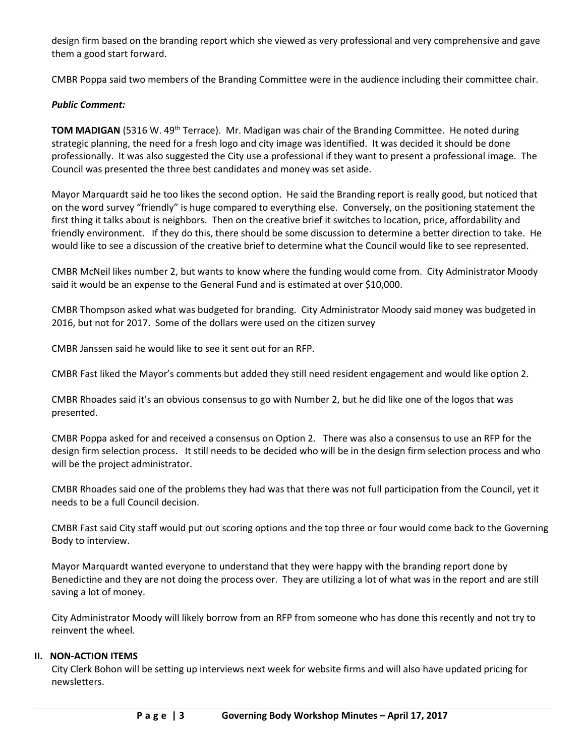design firm based on the branding report which she viewed as very professional and very comprehensive and gave them a good start forward.

CMBR Poppa said two members of the Branding Committee were in the audience including their committee chair.

***Public Comment:***

**TOM MADIGAN** (5316 W. 49th Terrace). Mr. Madigan was chair of the Branding Committee. He noted during strategic planning, the need for a fresh logo and city image was identified. It was decided it should be done professionally. It was also suggested the City use a professional if they want to present a professional image. The Council was presented the three best candidates and money was set aside.

Mayor Marquardt said he too likes the second option. He said the Branding report is really good, but noticed that on the word survey "friendly" is huge compared to everything else. Conversely, on the positioning statement the first thing it talks about is neighbors. Then on the creative brief it switches to location, price, affordability and friendly environment. If they do this, there should be some discussion to determine a better direction to take. He would like to see a discussion of the creative brief to determine what the Council would like to see represented.

CMBR McNeil likes number 2, but wants to know where the funding would come from. City Administrator Moody said it would be an expense to the General Fund and is estimated at over $10,000.

CMBR Thompson asked what was budgeted for branding. City Administrator Moody said money was budgeted in 2016, but not for 2017. Some of the dollars were used on the citizen survey

CMBR Janssen said he would like to see it sent out for an RFP.

CMBR Fast liked the Mayor's comments but added they still need resident engagement and would like option 2.

CMBR Rhoades said it's an obvious consensus to go with Number 2, but he did like one of the logos that was presented.

CMBR Poppa asked for and received a consensus on Option 2. There was also a consensus to use an RFP for the design firm selection process. It still needs to be decided who will be in the design firm selection process and who will be the project administrator.

CMBR Rhoades said one of the problems they had was that there was not full participation from the Council, yet it needs to be a full Council decision.

CMBR Fast said City staff would put out scoring options and the top three or four would come back to the Governing Body to interview.

Mayor Marquardt wanted everyone to understand that they were happy with the branding report done by Benedictine and they are not doing the process over. They are utilizing a lot of what was in the report and are still saving a lot of money.

City Administrator Moody will likely borrow from an RFP from someone who has done this recently and not try to reinvent the wheel.

## II. NON-ACTION ITEMS

City Clerk Bohon will be setting up interviews next week for website firms and will also have updated pricing for newsletters.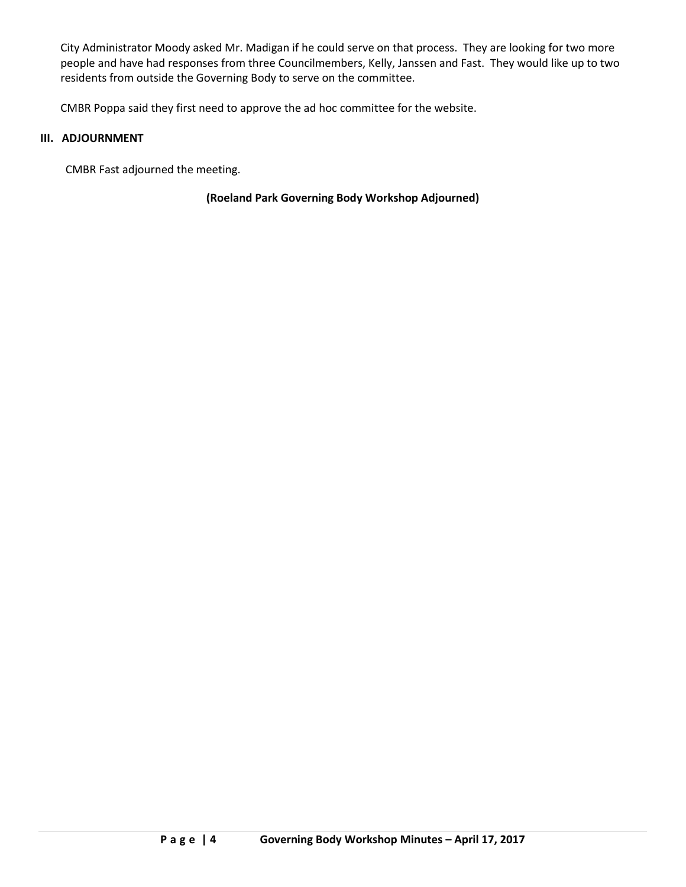City Administrator Moody asked Mr. Madigan if he could serve on that process. They are looking for two more people and have had responses from three Councilmembers, Kelly, Janssen and Fast. They would like up to two residents from outside the Governing Body to serve on the committee.

CMBR Poppa said they first need to approve the ad hoc committee for the website.

## III. ADJOURNMENT

CMBR Fast adjourned the meeting.

**(Roeland Park Governing Body Workshop Adjourned)**